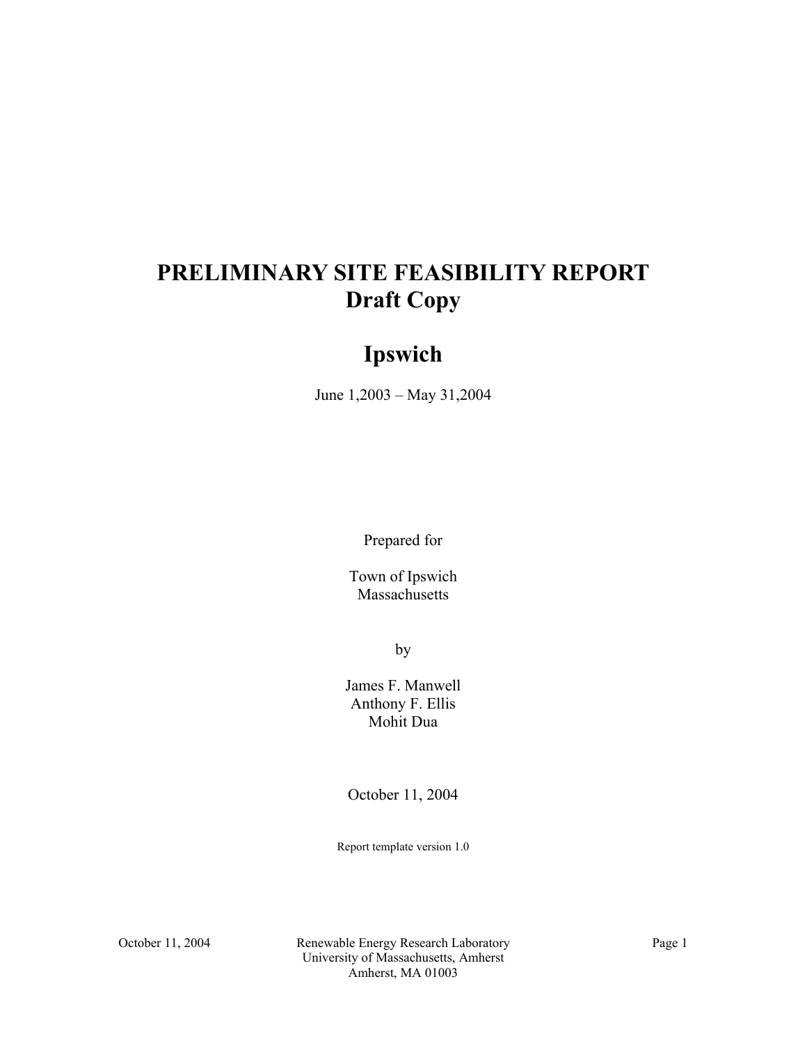# PRELIMINARY SITE FEASIBILITY REPORT
## Draft Copy

# Ipswich

June 1,2003 – May 31,2004

Prepared for

Town of Ipswich
Massachusetts

by

James F. Manwell
Anthony F. Ellis
Mohit Dua

October 11, 2004

Report template version 1.0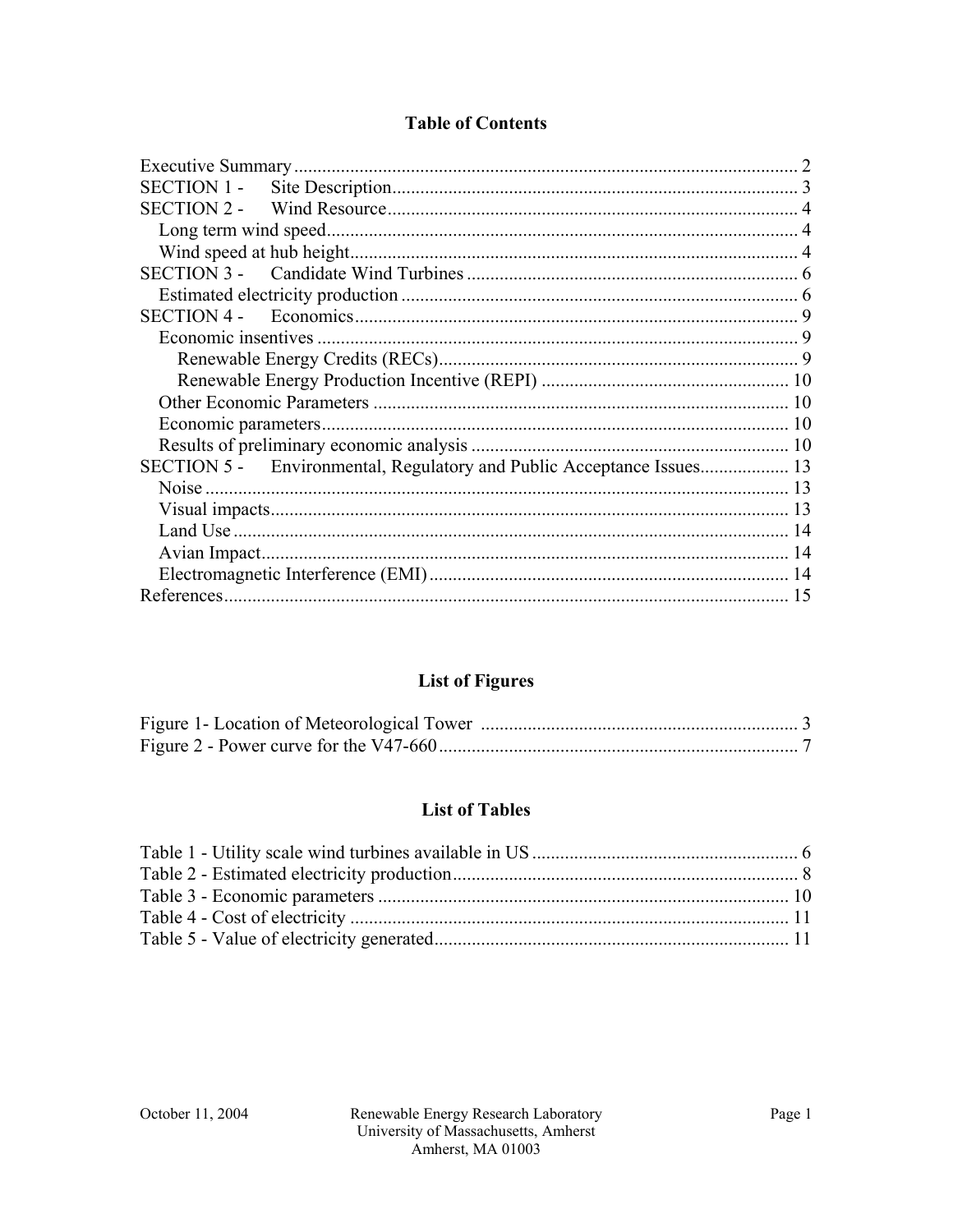## Table of Contents

Executive Summary ........................................................................................................ 2
SECTION 1 - Site Description ...................................................................................... 3
SECTION 2 - Wind Resource ....................................................................................... 4
  Long term wind speed .................................................................................................. 4
  Wind speed at hub height ............................................................................................. 4
SECTION 3 - Candidate Wind Turbines ....................................................................... 6
  Estimated electricity production ................................................................................... 6
SECTION 4 - Economics ............................................................................................... 9
  Economic insentives ..................................................................................................... 9
    Renewable Energy Credits (RECs) ........................................................................... 9
    Renewable Energy Production Incentive (REPI) ..................................................... 10
  Other Economic Parameters ....................................................................................... 10
  Economic parameters .................................................................................................. 10
  Results of preliminary economic analysis .................................................................. 10
SECTION 5 - Environmental, Regulatory and Public Acceptance Issues .................... 13
  Noise ........................................................................................................................... 13
  Visual impacts ............................................................................................................. 13
  Land Use ..................................................................................................................... 14
  Avian Impact ............................................................................................................... 14
  Electromagnetic Interference (EMI) ........................................................................... 14
References ...................................................................................................................... 15

## List of Figures

Figure 1- Location of Meteorological Tower ................................................................. 3
Figure 2 - Power curve for the V47-660 ......................................................................... 7

## List of Tables

Table 1 - Utility scale wind turbines available in US ...................................................... 6
Table 2 - Estimated electricity production ....................................................................... 8
Table 3 - Economic parameters ...................................................................................... 10
Table 4 - Cost of electricity ............................................................................................ 11
Table 5 - Value of electricity generated .......................................................................... 11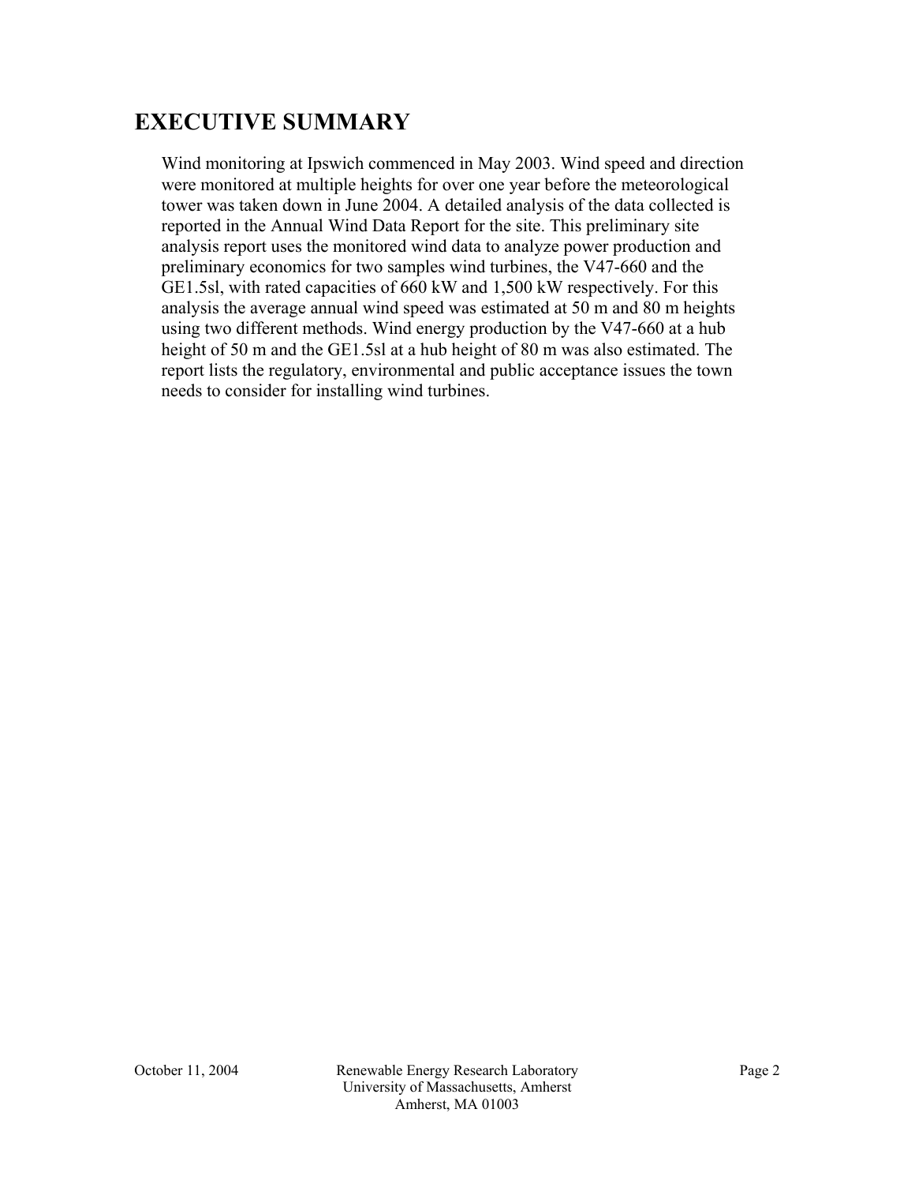# EXECUTIVE SUMMARY

Wind monitoring at Ipswich commenced in May 2003. Wind speed and direction were monitored at multiple heights for over one year before the meteorological tower was taken down in June 2004. A detailed analysis of the data collected is reported in the Annual Wind Data Report for the site. This preliminary site analysis report uses the monitored wind data to analyze power production and preliminary economics for two samples wind turbines, the V47-660 and the GE1.5sl, with rated capacities of 660 kW and 1,500 kW respectively. For this analysis the average annual wind speed was estimated at 50 m and 80 m heights using two different methods. Wind energy production by the V47-660 at a hub height of 50 m and the GE1.5sl at a hub height of 80 m was also estimated. The report lists the regulatory, environmental and public acceptance issues the town needs to consider for installing wind turbines.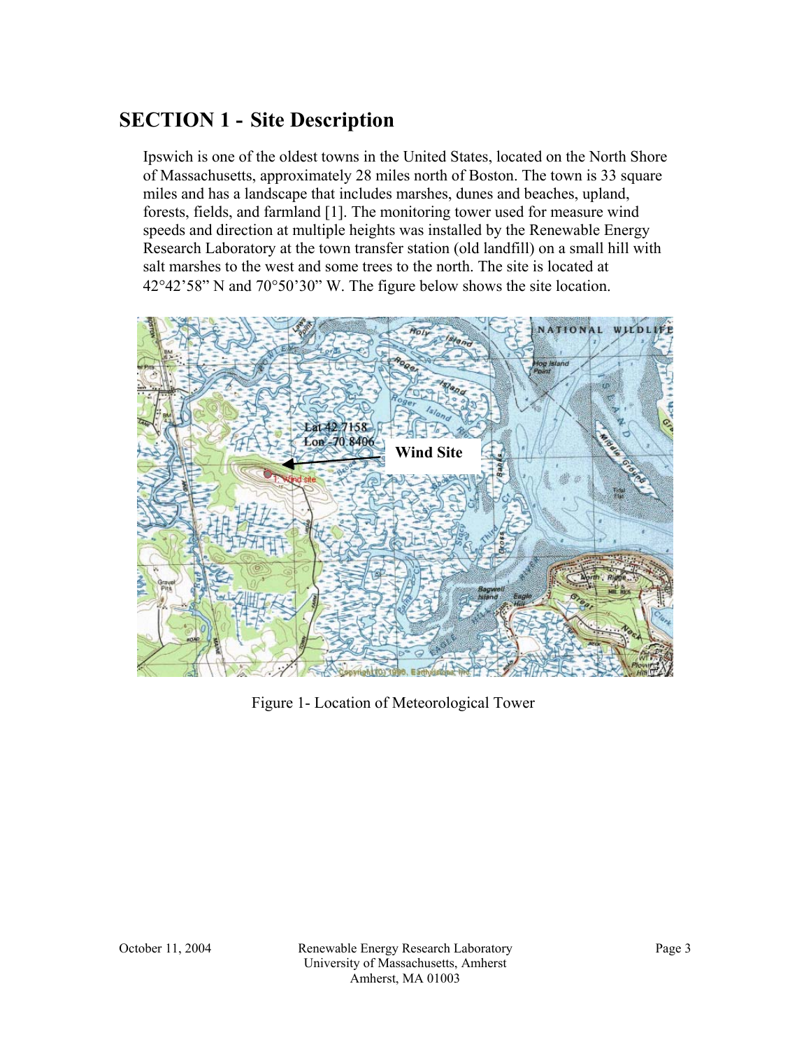# SECTION 1 - Site Description

Ipswich is one of the oldest towns in the United States, located on the North Shore of Massachusetts, approximately 28 miles north of Boston. The town is 33 square miles and has a landscape that includes marshes, dunes and beaches, upland, forests, fields, and farmland [1]. The monitoring tower used for measure wind speeds and direction at multiple heights was installed by the Renewable Energy Research Laboratory at the town transfer station (old landfill) on a small hill with salt marshes to the west and some trees to the north. The site is located at 42°42’58” N and 70°50’30” W. The figure below shows the site location.

Figure 1- Location of Meteorological Tower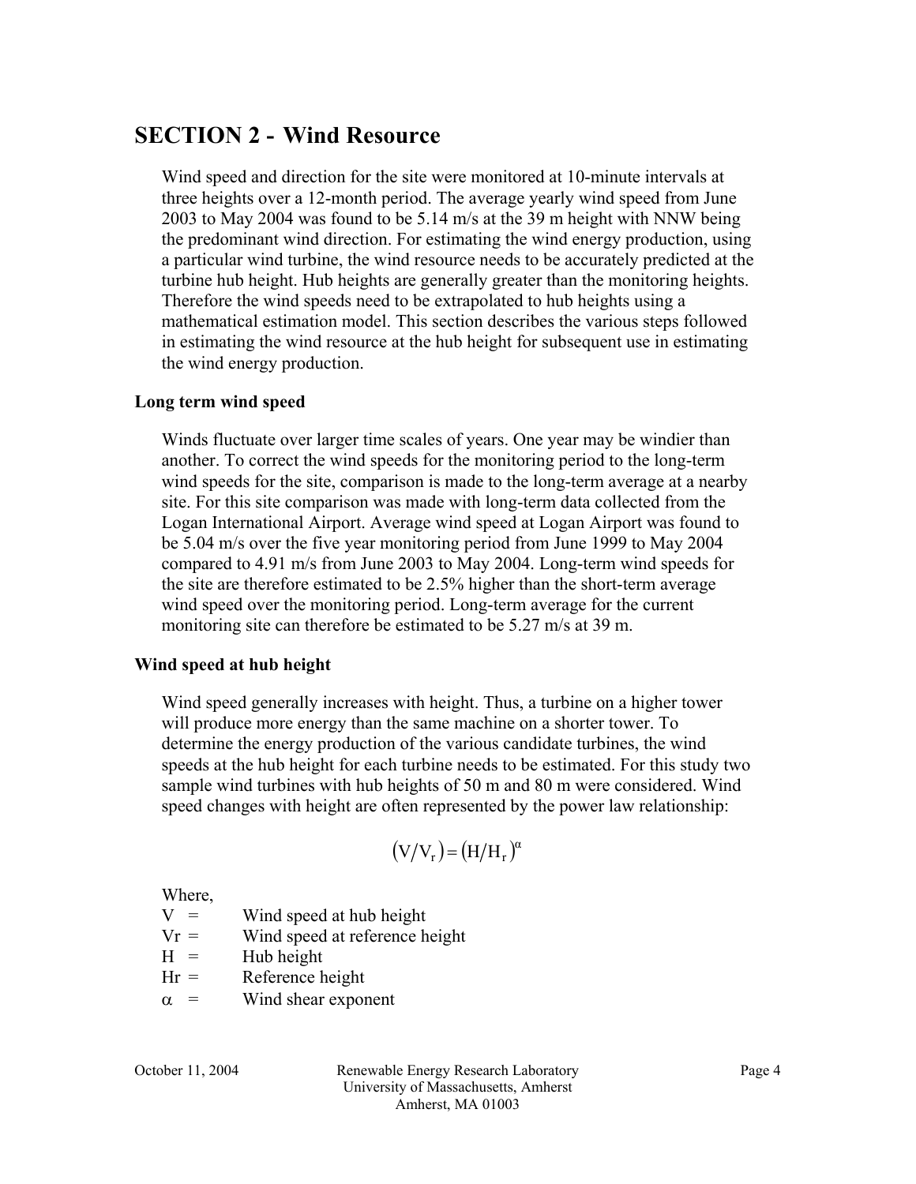# SECTION 2 - Wind Resource

Wind speed and direction for the site were monitored at 10-minute intervals at three heights over a 12-month period. The average yearly wind speed from June 2003 to May 2004 was found to be 5.14 m/s at the 39 m height with NNW being the predominant wind direction. For estimating the wind energy production, using a particular wind turbine, the wind resource needs to be accurately predicted at the turbine hub height. Hub heights are generally greater than the monitoring heights. Therefore the wind speeds need to be extrapolated to hub heights using a mathematical estimation model. This section describes the various steps followed in estimating the wind resource at the hub height for subsequent use in estimating the wind energy production.

### Long term wind speed

Winds fluctuate over larger time scales of years. One year may be windier than another. To correct the wind speeds for the monitoring period to the long-term wind speeds for the site, comparison is made to the long-term average at a nearby site. For this site comparison was made with long-term data collected from the Logan International Airport. Average wind speed at Logan Airport was found to be 5.04 m/s over the five year monitoring period from June 1999 to May 2004 compared to 4.91 m/s from June 2003 to May 2004. Long-term wind speeds for the site are therefore estimated to be 2.5% higher than the short-term average wind speed over the monitoring period. Long-term average for the current monitoring site can therefore be estimated to be 5.27 m/s at 39 m.

### Wind speed at hub height

Wind speed generally increases with height. Thus, a turbine on a higher tower will produce more energy than the same machine on a shorter tower. To determine the energy production of the various candidate turbines, the wind speeds at the hub height for each turbine needs to be estimated. For this study two sample wind turbines with hub heights of 50 m and 80 m were considered. Wind speed changes with height are often represented by the power law relationship:

$$\left(V/V_r\right) = \left(H/H_r\right)^{\alpha}$$

Where,

- $V$ = Wind speed at hub height
- $V_r$ = Wind speed at reference height
- $H$ = Hub height
- $H_r$ = Reference height
- $\alpha$ = Wind shear exponent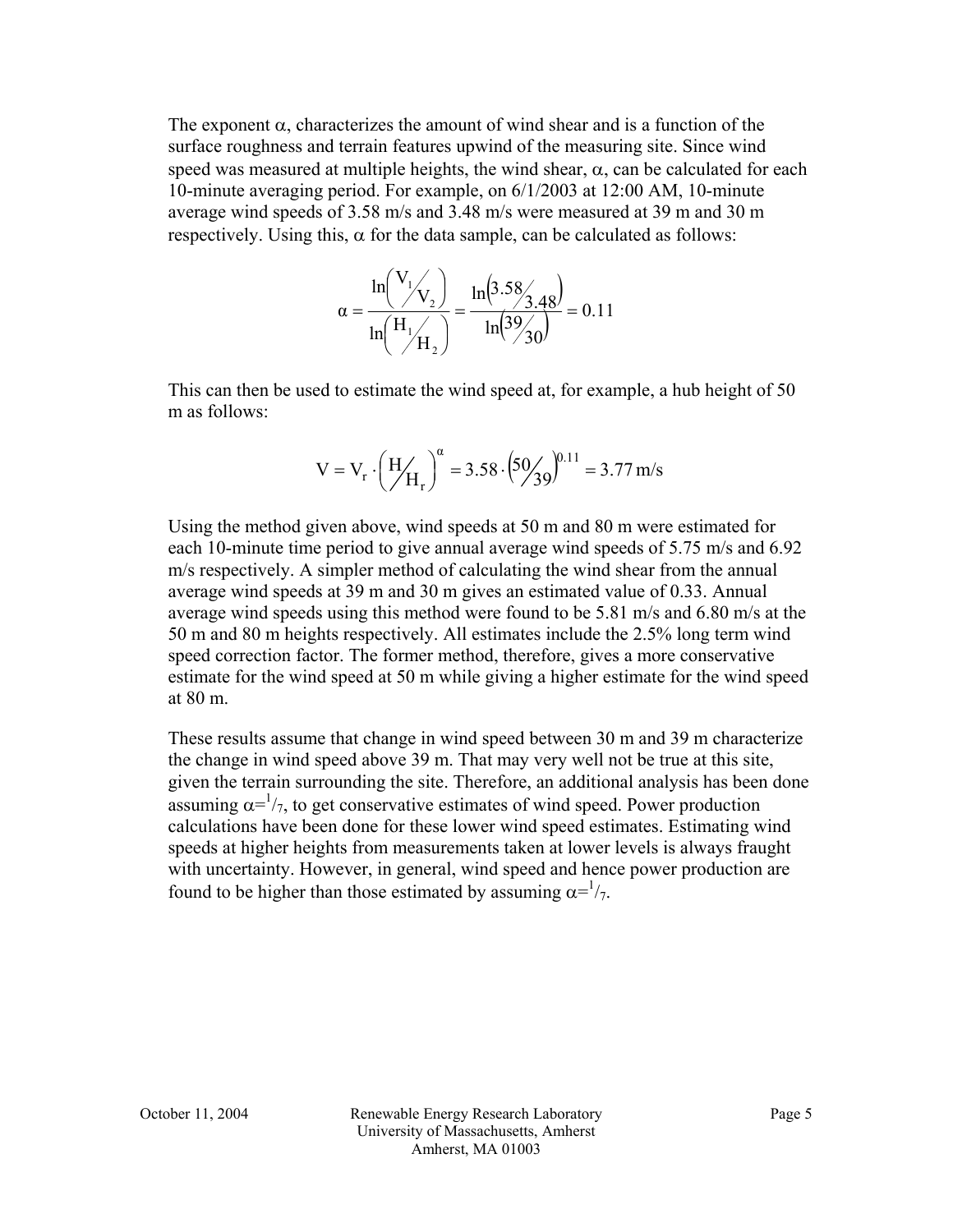The exponent $\alpha$, characterizes the amount of wind shear and is a function of the surface roughness and terrain features upwind of the measuring site. Since wind speed was measured at multiple heights, the wind shear, $\alpha$, can be calculated for each 10-minute averaging period. For example, on 6/1/2003 at 12:00 AM, 10-minute average wind speeds of 3.58 m/s and 3.48 m/s were measured at 39 m and 30 m respectively. Using this, $\alpha$ for the data sample, can be calculated as follows:

$$\alpha = \frac{\ln\left( V_1 / V_2 \right)}{\ln\left( H_1 / H_2 \right)} = \frac{\ln\left( 3.58 / 3.48 \right)}{\ln\left( 39 / 30 \right)} = 0.11$$

This can then be used to estimate the wind speed at, for example, a hub height of 50 m as follows:

$$V = V_r \cdot \left( H / H_r \right)^{\alpha} = 3.58 \cdot \left( 50 / 39 \right)^{0.11} = 3.77 \text{ m/s}$$

Using the method given above, wind speeds at 50 m and 80 m were estimated for each 10-minute time period to give annual average wind speeds of 5.75 m/s and 6.92 m/s respectively. A simpler method of calculating the wind shear from the annual average wind speeds at 39 m and 30 m gives an estimated value of 0.33. Annual average wind speeds using this method were found to be 5.81 m/s and 6.80 m/s at the 50 m and 80 m heights respectively. All estimates include the 2.5% long term wind speed correction factor. The former method, therefore, gives a more conservative estimate for the wind speed at 50 m while giving a higher estimate for the wind speed at 80 m.

These results assume that change in wind speed between 30 m and 39 m characterize the change in wind speed above 39 m. That may very well not be true at this site, given the terrain surrounding the site. Therefore, an additional analysis has been done assuming $\alpha = {}^1/_7$, to get conservative estimates of wind speed. Power production calculations have been done for these lower wind speed estimates. Estimating wind speeds at higher heights from measurements taken at lower levels is always fraught with uncertainty. However, in general, wind speed and hence power production are found to be higher than those estimated by assuming $\alpha = {}^1/_7$.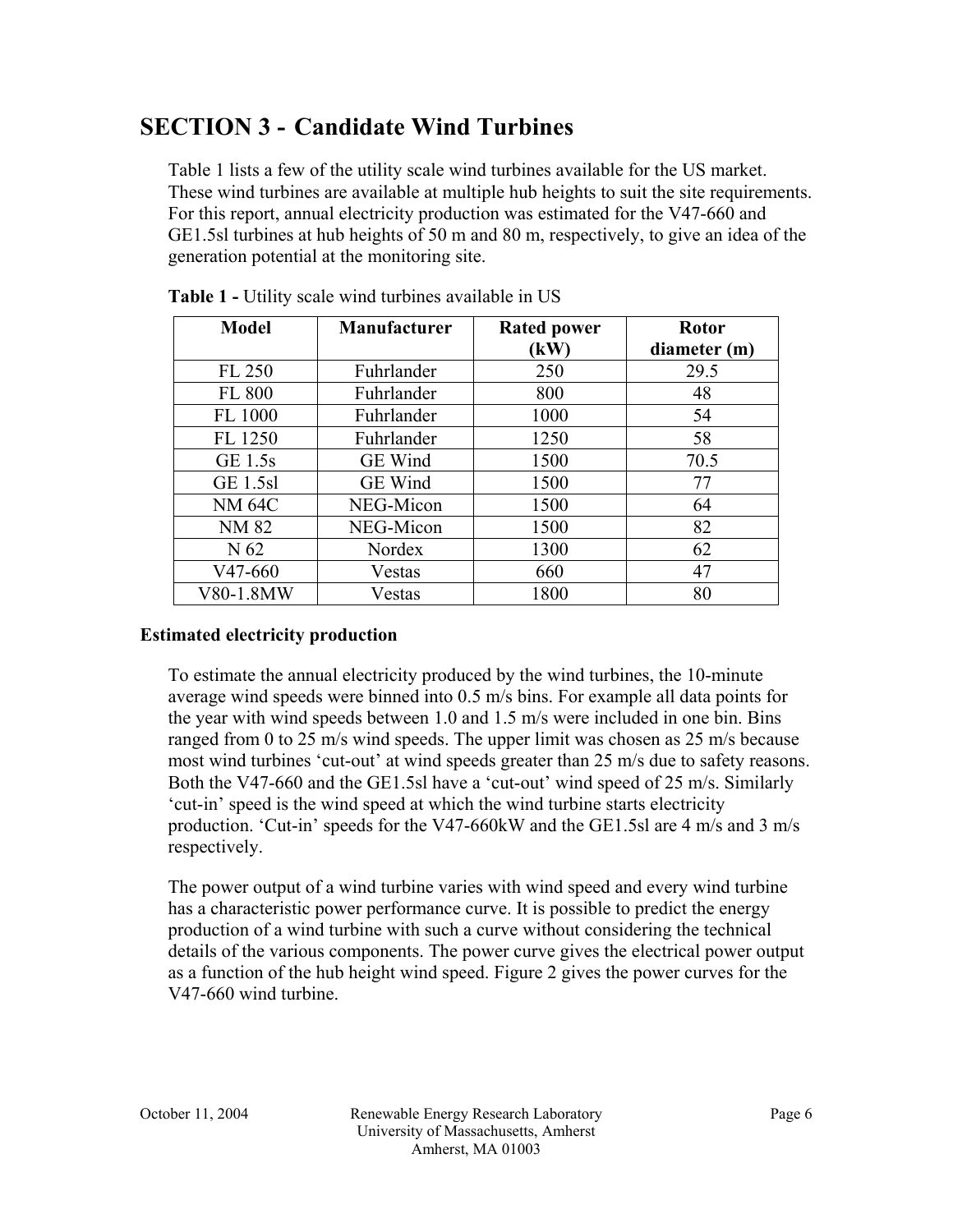## SECTION 3 - Candidate Wind Turbines

Table 1 lists a few of the utility scale wind turbines available for the US market. These wind turbines are available at multiple hub heights to suit the site requirements. For this report, annual electricity production was estimated for the V47-660 and GE1.5sl turbines at hub heights of 50 m and 80 m, respectively, to give an idea of the generation potential at the monitoring site.

**Table 1 -** Utility scale wind turbines available in US

| Model | Manufacturer | Rated power (kW) | Rotor diameter (m) |
|---|---|---|---|
| FL 250 | Fuhrlander | 250 | 29.5 |
| FL 800 | Fuhrlander | 800 | 48 |
| FL 1000 | Fuhrlander | 1000 | 54 |
| FL 1250 | Fuhrlander | 1250 | 58 |
| GE 1.5s | GE Wind | 1500 | 70.5 |
| GE 1.5sl | GE Wind | 1500 | 77 |
| NM 64C | NEG-Micon | 1500 | 64 |
| NM 82 | NEG-Micon | 1500 | 82 |
| N 62 | Nordex | 1300 | 62 |
| V47-660 | Vestas | 660 | 47 |
| V80-1.8MW | Vestas | 1800 | 80 |

### Estimated electricity production

To estimate the annual electricity produced by the wind turbines, the 10-minute average wind speeds were binned into 0.5 m/s bins. For example all data points for the year with wind speeds between 1.0 and 1.5 m/s were included in one bin. Bins ranged from 0 to 25 m/s wind speeds. The upper limit was chosen as 25 m/s because most wind turbines 'cut-out' at wind speeds greater than 25 m/s due to safety reasons. Both the V47-660 and the GE1.5sl have a 'cut-out' wind speed of 25 m/s. Similarly 'cut-in' speed is the wind speed at which the wind turbine starts electricity production. 'Cut-in' speeds for the V47-660kW and the GE1.5sl are 4 m/s and 3 m/s respectively.

The power output of a wind turbine varies with wind speed and every wind turbine has a characteristic power performance curve. It is possible to predict the energy production of a wind turbine with such a curve without considering the technical details of the various components. The power curve gives the electrical power output as a function of the hub height wind speed. Figure 2 gives the power curves for the V47-660 wind turbine.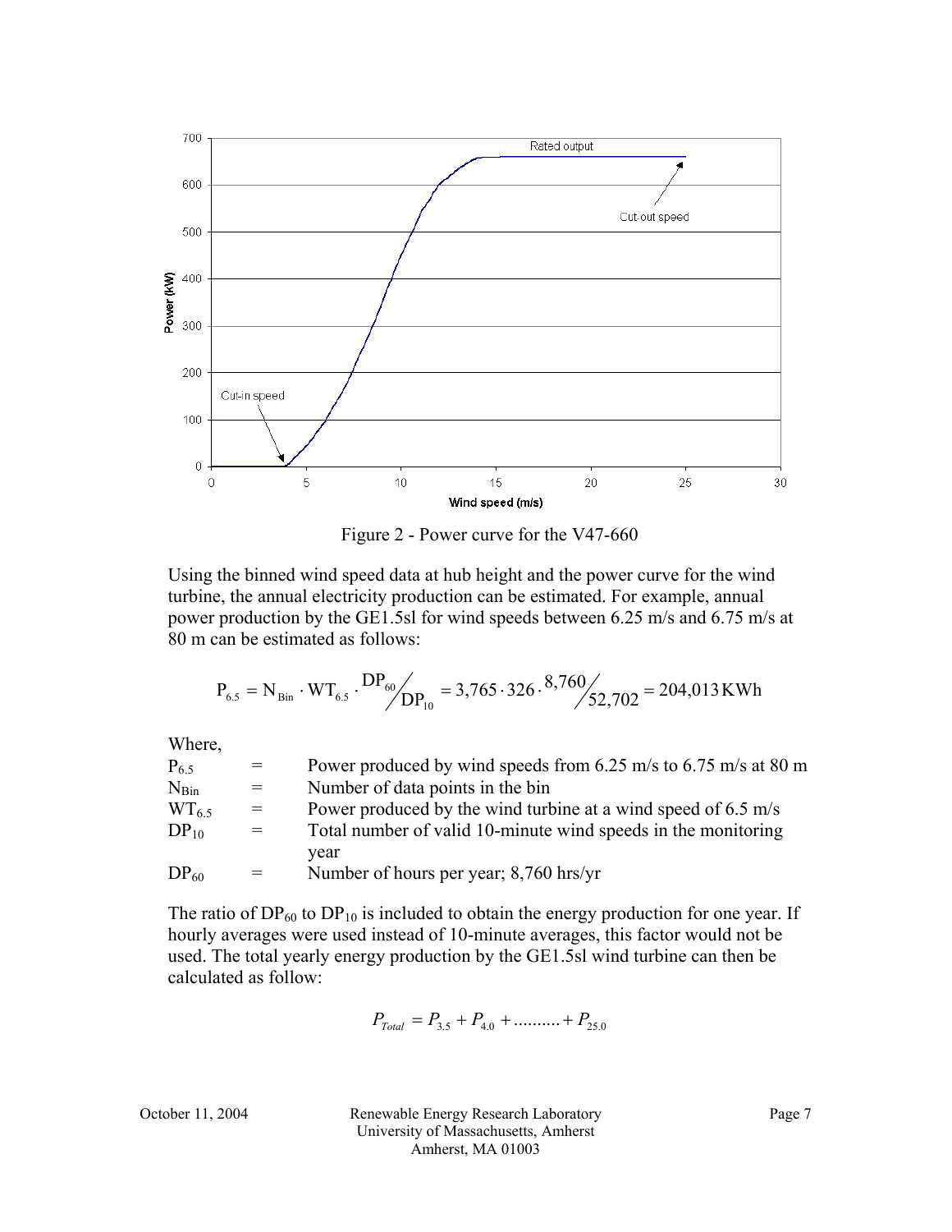Figure 2 - Power curve for the V47-660

Using the binned wind speed data at hub height and the power curve for the wind turbine, the annual electricity production can be estimated. For example, annual power production by the GE1.5sl for wind speeds between 6.25 m/s and 6.75 m/s at 80 m can be estimated as follows:

$$P_{6.5} = N_{Bin} \cdot WT_{6.5} \cdot DP_{60} / DP_{10} = 3{,}765 \cdot 326 \cdot 8{,}760 / 52{,}702 = 204{,}013 \text{ KWh}$$

Where,

| | | |
|---|---|---|
| $P_{6.5}$ | = | Power produced by wind speeds from 6.25 m/s to 6.75 m/s at 80 m |
| $N_{Bin}$ | = | Number of data points in the bin |
| $WT_{6.5}$ | = | Power produced by the wind turbine at a wind speed of 6.5 m/s |
| $DP_{10}$ | = | Total number of valid 10-minute wind speeds in the monitoring year |
| $DP_{60}$ | = | Number of hours per year; 8,760 hrs/yr |

The ratio of $DP_{60}$ to $DP_{10}$ is included to obtain the energy production for one year. If hourly averages were used instead of 10-minute averages, this factor would not be used. The total yearly energy production by the GE1.5sl wind turbine can then be calculated as follow:

$$P_{Total} = P_{3.5} + P_{4.0} + .......... + P_{25.0}$$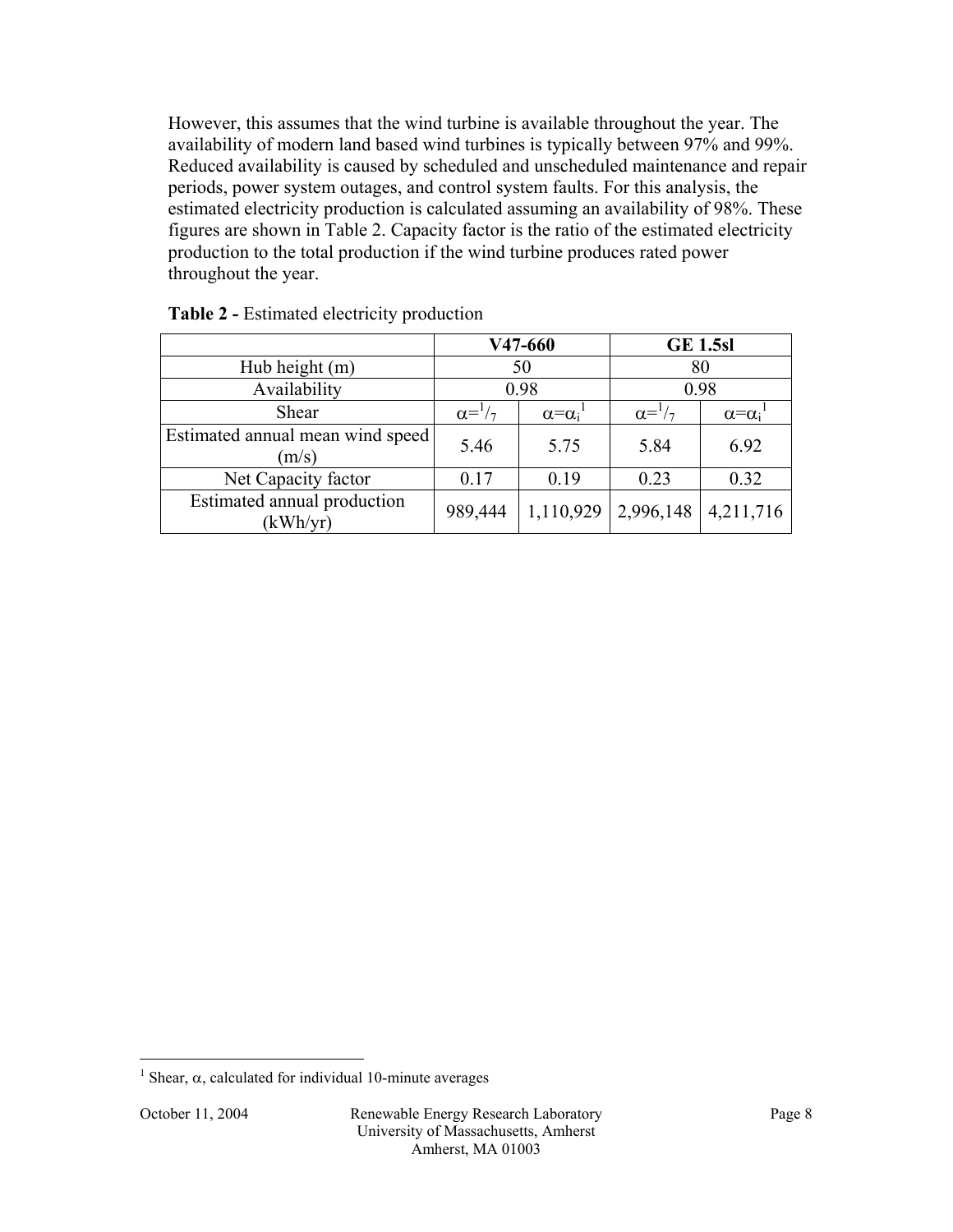However, this assumes that the wind turbine is available throughout the year. The availability of modern land based wind turbines is typically between 97% and 99%. Reduced availability is caused by scheduled and unscheduled maintenance and repair periods, power system outages, and control system faults. For this analysis, the estimated electricity production is calculated assuming an availability of 98%. These figures are shown in Table 2. Capacity factor is the ratio of the estimated electricity production to the total production if the wind turbine produces rated power throughout the year.

**Table 2 -** Estimated electricity production

| | **V47-660** | | **GE 1.5sl** | |
|---|---|---|---|---|
| Hub height (m) | 50 | | 80 | |
| Availability | 0.98 | | 0.98 | |
| Shear | $\alpha={}^{1}/_{7}$ | $\alpha=\alpha_i$[1] | $\alpha={}^{1}/_{7}$ | $\alpha=\alpha_i$[1] |
| Estimated annual mean wind speed (m/s) | 5.46 | 5.75 | 5.84 | 6.92 |
| Net Capacity factor | 0.17 | 0.19 | 0.23 | 0.32 |
| Estimated annual production (kWh/yr) | 989,444 | 1,110,929 | 2,996,148 | 4,211,716 |

[1] Shear, $\alpha$, calculated for individual 10-minute averages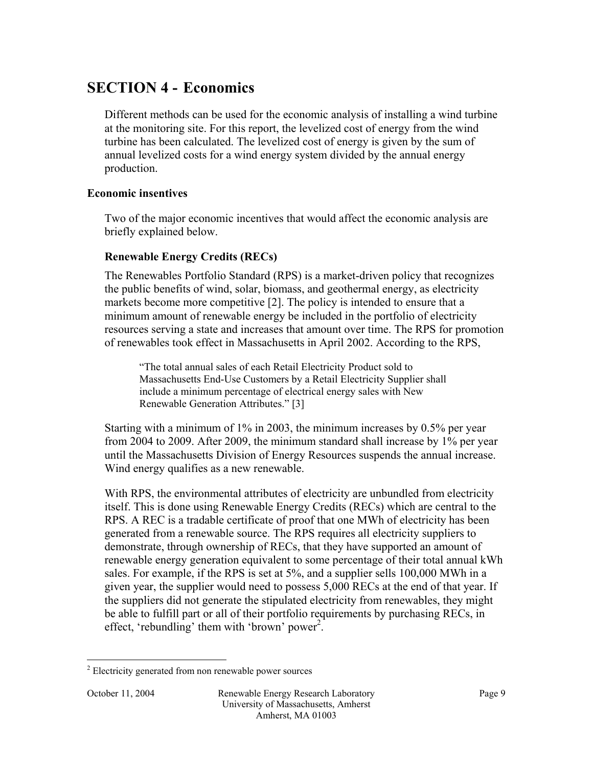# SECTION 4 - Economics

Different methods can be used for the economic analysis of installing a wind turbine at the monitoring site. For this report, the levelized cost of energy from the wind turbine has been calculated. The levelized cost of energy is given by the sum of annual levelized costs for a wind energy system divided by the annual energy production.

### Economic insentives

Two of the major economic incentives that would affect the economic analysis are briefly explained below.

#### Renewable Energy Credits (RECs)

The Renewables Portfolio Standard (RPS) is a market-driven policy that recognizes the public benefits of wind, solar, biomass, and geothermal energy, as electricity markets become more competitive [2]. The policy is intended to ensure that a minimum amount of renewable energy be included in the portfolio of electricity resources serving a state and increases that amount over time. The RPS for promotion of renewables took effect in Massachusetts in April 2002. According to the RPS,

> "The total annual sales of each Retail Electricity Product sold to Massachusetts End-Use Customers by a Retail Electricity Supplier shall include a minimum percentage of electrical energy sales with New Renewable Generation Attributes." [3]

Starting with a minimum of 1% in 2003, the minimum increases by 0.5% per year from 2004 to 2009. After 2009, the minimum standard shall increase by 1% per year until the Massachusetts Division of Energy Resources suspends the annual increase. Wind energy qualifies as a new renewable.

With RPS, the environmental attributes of electricity are unbundled from electricity itself. This is done using Renewable Energy Credits (RECs) which are central to the RPS. A REC is a tradable certificate of proof that one MWh of electricity has been generated from a renewable source. The RPS requires all electricity suppliers to demonstrate, through ownership of RECs, that they have supported an amount of renewable energy generation equivalent to some percentage of their total annual kWh sales. For example, if the RPS is set at 5%, and a supplier sells 100,000 MWh in a given year, the supplier would need to possess 5,000 RECs at the end of that year. If the suppliers did not generate the stipulated electricity from renewables, they might be able to fulfill part or all of their portfolio requirements by purchasing RECs, in effect, 'rebundling' them with 'brown' power[2].

[2] Electricity generated from non renewable power sources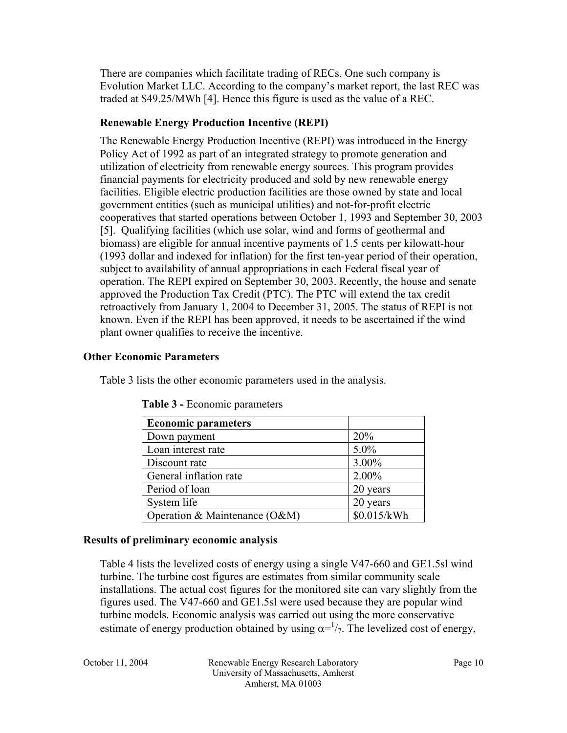There are companies which facilitate trading of RECs. One such company is Evolution Market LLC. According to the company's market report, the last REC was traded at $49.25/MWh [4]. Hence this figure is used as the value of a REC.

### Renewable Energy Production Incentive (REPI)

The Renewable Energy Production Incentive (REPI) was introduced in the Energy Policy Act of 1992 as part of an integrated strategy to promote generation and utilization of electricity from renewable energy sources. This program provides financial payments for electricity produced and sold by new renewable energy facilities. Eligible electric production facilities are those owned by state and local government entities (such as municipal utilities) and not-for-profit electric cooperatives that started operations between October 1, 1993 and September 30, 2003 [5]. Qualifying facilities (which use solar, wind and forms of geothermal and biomass) are eligible for annual incentive payments of 1.5 cents per kilowatt-hour (1993 dollar and indexed for inflation) for the first ten-year period of their operation, subject to availability of annual appropriations in each Federal fiscal year of operation. The REPI expired on September 30, 2003. Recently, the house and senate approved the Production Tax Credit (PTC). The PTC will extend the tax credit retroactively from January 1, 2004 to December 31, 2005. The status of REPI is not known. Even if the REPI has been approved, it needs to be ascertained if the wind plant owner qualifies to receive the incentive.

## Other Economic Parameters

Table 3 lists the other economic parameters used in the analysis.

**Table 3 -** Economic parameters

| Economic parameters | |
|---|---|
| Down payment | 20% |
| Loan interest rate | 5.0% |
| Discount rate | 3.00% |
| General inflation rate | 2.00% |
| Period of loan | 20 years |
| System life | 20 years |
| Operation & Maintenance (O&M) | $0.015/kWh |

## Results of preliminary economic analysis

Table 4 lists the levelized costs of energy using a single V47-660 and GE1.5sl wind turbine. The turbine cost figures are estimates from similar community scale installations. The actual cost figures for the monitored site can vary slightly from the figures used. The V47-660 and GE1.5sl were used because they are popular wind turbine models. Economic analysis was carried out using the more conservative estimate of energy production obtained by using $\alpha = {}^{1}/_{7}$. The levelized cost of energy,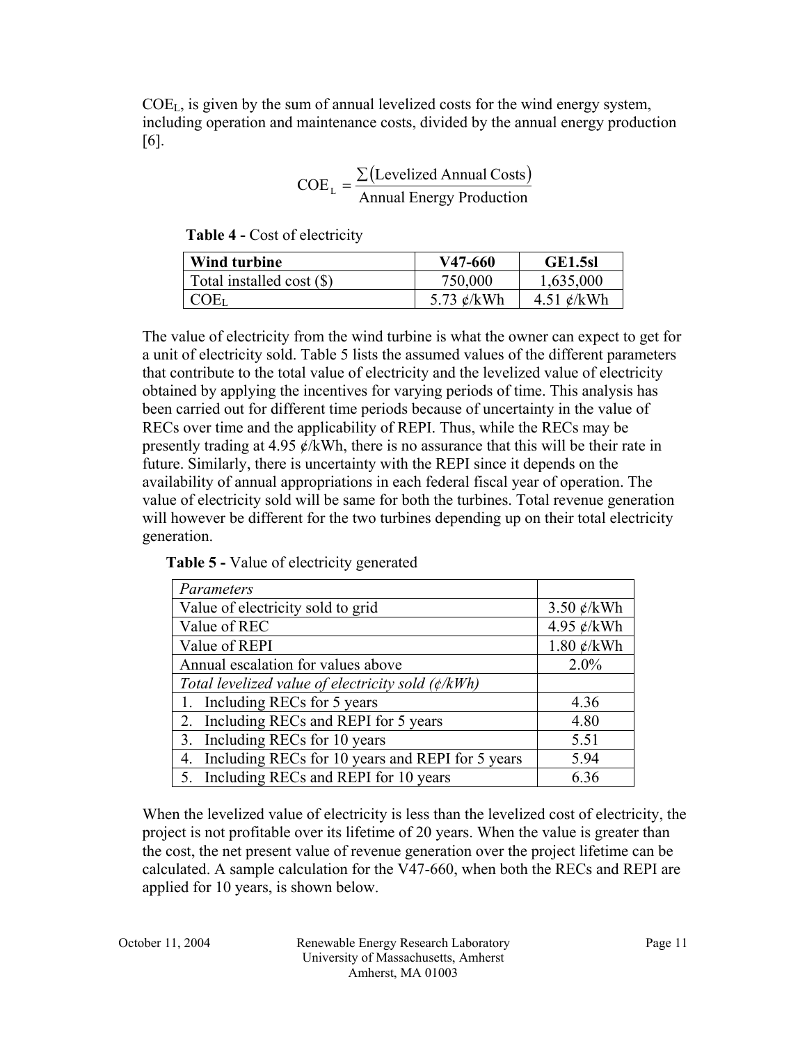$COE_L$, is given by the sum of annual levelized costs for the wind energy system, including operation and maintenance costs, divided by the annual energy production [6].

$$COE_L = \frac{\sum(\text{Levelized Annual Costs})}{\text{Annual Energy Production}}$$

**Table 4 -** Cost of electricity

| Wind turbine | V47-660 | GE1.5sl |
|---|---|---|
| Total installed cost ($) | 750,000 | 1,635,000 |
| $COE_L$ | 5.73 ¢/kWh | 4.51 ¢/kWh |

The value of electricity from the wind turbine is what the owner can expect to get for a unit of electricity sold. Table 5 lists the assumed values of the different parameters that contribute to the total value of electricity and the levelized value of electricity obtained by applying the incentives for varying periods of time. This analysis has been carried out for different time periods because of uncertainty in the value of RECs over time and the applicability of REPI. Thus, while the RECs may be presently trading at 4.95 ¢/kWh, there is no assurance that this will be their rate in future. Similarly, there is uncertainty with the REPI since it depends on the availability of annual appropriations in each federal fiscal year of operation. The value of electricity sold will be same for both the turbines. Total revenue generation will however be different for the two turbines depending up on their total electricity generation.

**Table 5 -** Value of electricity generated

| *Parameters* | |
|---|---|
| Value of electricity sold to grid | 3.50 ¢/kWh |
| Value of REC | 4.95 ¢/kWh |
| Value of REPI | 1.80 ¢/kWh |
| Annual escalation for values above | 2.0% |
| *Total levelized value of electricity sold (¢/kWh)* | |
| 1. Including RECs for 5 years | 4.36 |
| 2. Including RECs and REPI for 5 years | 4.80 |
| 3. Including RECs for 10 years | 5.51 |
| 4. Including RECs for 10 years and REPI for 5 years | 5.94 |
| 5. Including RECs and REPI for 10 years | 6.36 |

When the levelized value of electricity is less than the levelized cost of electricity, the project is not profitable over its lifetime of 20 years. When the value is greater than the cost, the net present value of revenue generation over the project lifetime can be calculated. A sample calculation for the V47-660, when both the RECs and REPI are applied for 10 years, is shown below.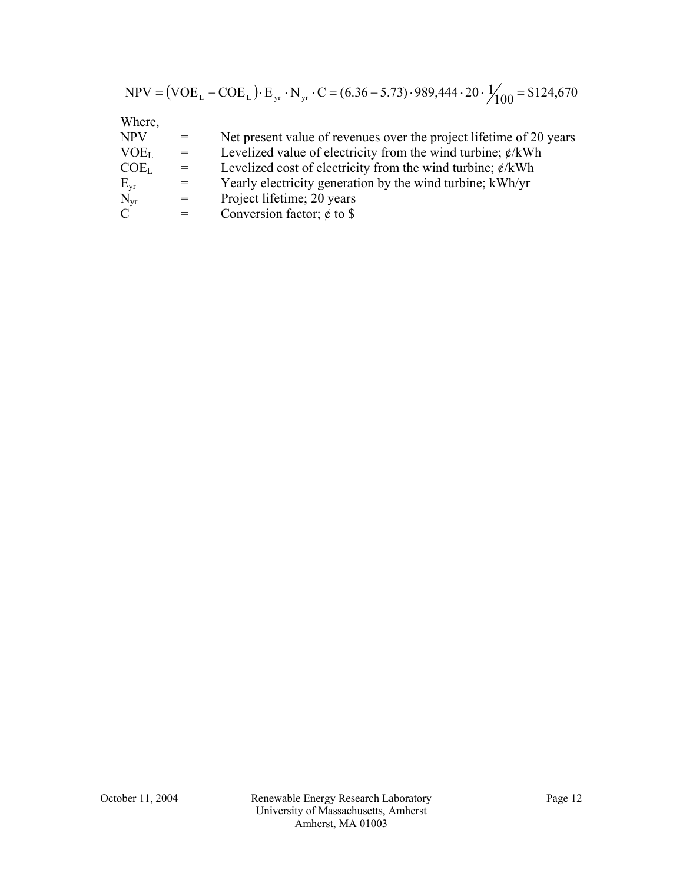$$NPV = (VOE_L - COE_L) \cdot E_{yr} \cdot N_{yr} \cdot C = (6.36 - 5.73) \cdot 989{,}444 \cdot 20 \cdot \frac{1}{100} = \$124{,}670$$

Where,

| | | |
|---|---|---|
| $NPV$ | = | Net present value of revenues over the project lifetime of 20 years |
| $VOE_L$ | = | Levelized value of electricity from the wind turbine; ¢/kWh |
| $COE_L$ | = | Levelized cost of electricity from the wind turbine; ¢/kWh |
| $E_{yr}$ | = | Yearly electricity generation by the wind turbine; kWh/yr |
| $N_{yr}$ | = | Project lifetime; 20 years |
| $C$ | = | Conversion factor; ¢ to $ |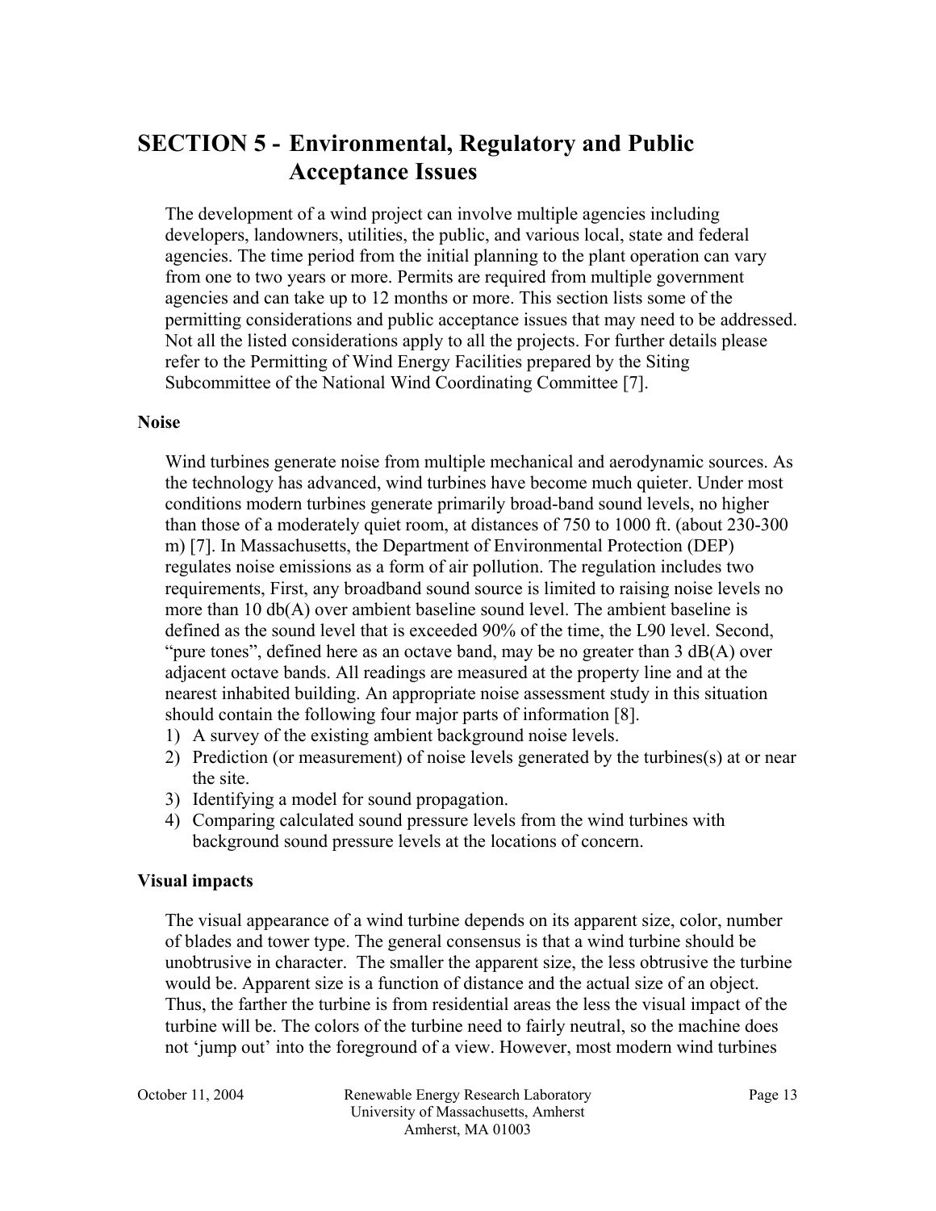# SECTION 5 - Environmental, Regulatory and Public Acceptance Issues

The development of a wind project can involve multiple agencies including developers, landowners, utilities, the public, and various local, state and federal agencies. The time period from the initial planning to the plant operation can vary from one to two years or more. Permits are required from multiple government agencies and can take up to 12 months or more. This section lists some of the permitting considerations and public acceptance issues that may need to be addressed. Not all the listed considerations apply to all the projects. For further details please refer to the Permitting of Wind Energy Facilities prepared by the Siting Subcommittee of the National Wind Coordinating Committee [7].

### Noise

Wind turbines generate noise from multiple mechanical and aerodynamic sources. As the technology has advanced, wind turbines have become much quieter. Under most conditions modern turbines generate primarily broad-band sound levels, no higher than those of a moderately quiet room, at distances of 750 to 1000 ft. (about 230-300 m) [7]. In Massachusetts, the Department of Environmental Protection (DEP) regulates noise emissions as a form of air pollution. The regulation includes two requirements, First, any broadband sound source is limited to raising noise levels no more than 10 db(A) over ambient baseline sound level. The ambient baseline is defined as the sound level that is exceeded 90% of the time, the L90 level. Second, "pure tones", defined here as an octave band, may be no greater than 3 dB(A) over adjacent octave bands. All readings are measured at the property line and at the nearest inhabited building. An appropriate noise assessment study in this situation should contain the following four major parts of information [8].

1) A survey of the existing ambient background noise levels.
2) Prediction (or measurement) of noise levels generated by the turbines(s) at or near the site.
3) Identifying a model for sound propagation.
4) Comparing calculated sound pressure levels from the wind turbines with background sound pressure levels at the locations of concern.

### Visual impacts

The visual appearance of a wind turbine depends on its apparent size, color, number of blades and tower type. The general consensus is that a wind turbine should be unobtrusive in character. The smaller the apparent size, the less obtrusive the turbine would be. Apparent size is a function of distance and the actual size of an object. Thus, the farther the turbine is from residential areas the less the visual impact of the turbine will be. The colors of the turbine need to fairly neutral, so the machine does not 'jump out' into the foreground of a view. However, most modern wind turbines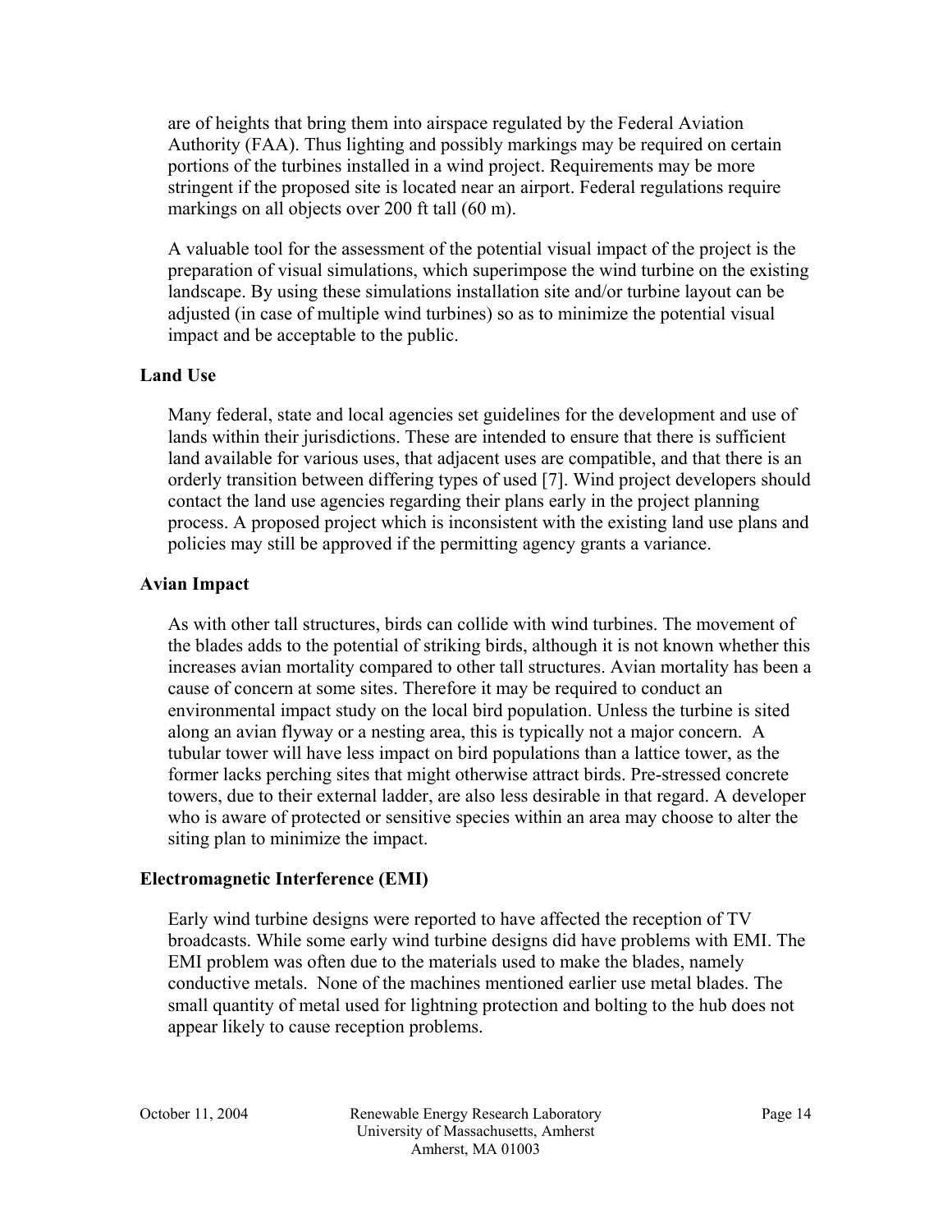are of heights that bring them into airspace regulated by the Federal Aviation Authority (FAA). Thus lighting and possibly markings may be required on certain portions of the turbines installed in a wind project. Requirements may be more stringent if the proposed site is located near an airport. Federal regulations require markings on all objects over 200 ft tall (60 m).

A valuable tool for the assessment of the potential visual impact of the project is the preparation of visual simulations, which superimpose the wind turbine on the existing landscape. By using these simulations installation site and/or turbine layout can be adjusted (in case of multiple wind turbines) so as to minimize the potential visual impact and be acceptable to the public.

### Land Use

Many federal, state and local agencies set guidelines for the development and use of lands within their jurisdictions. These are intended to ensure that there is sufficient land available for various uses, that adjacent uses are compatible, and that there is an orderly transition between differing types of used [7]. Wind project developers should contact the land use agencies regarding their plans early in the project planning process. A proposed project which is inconsistent with the existing land use plans and policies may still be approved if the permitting agency grants a variance.

### Avian Impact

As with other tall structures, birds can collide with wind turbines. The movement of the blades adds to the potential of striking birds, although it is not known whether this increases avian mortality compared to other tall structures. Avian mortality has been a cause of concern at some sites. Therefore it may be required to conduct an environmental impact study on the local bird population. Unless the turbine is sited along an avian flyway or a nesting area, this is typically not a major concern. A tubular tower will have less impact on bird populations than a lattice tower, as the former lacks perching sites that might otherwise attract birds. Pre-stressed concrete towers, due to their external ladder, are also less desirable in that regard. A developer who is aware of protected or sensitive species within an area may choose to alter the siting plan to minimize the impact.

### Electromagnetic Interference (EMI)

Early wind turbine designs were reported to have affected the reception of TV broadcasts. While some early wind turbine designs did have problems with EMI. The EMI problem was often due to the materials used to make the blades, namely conductive metals. None of the machines mentioned earlier use metal blades. The small quantity of metal used for lightning protection and bolting to the hub does not appear likely to cause reception problems.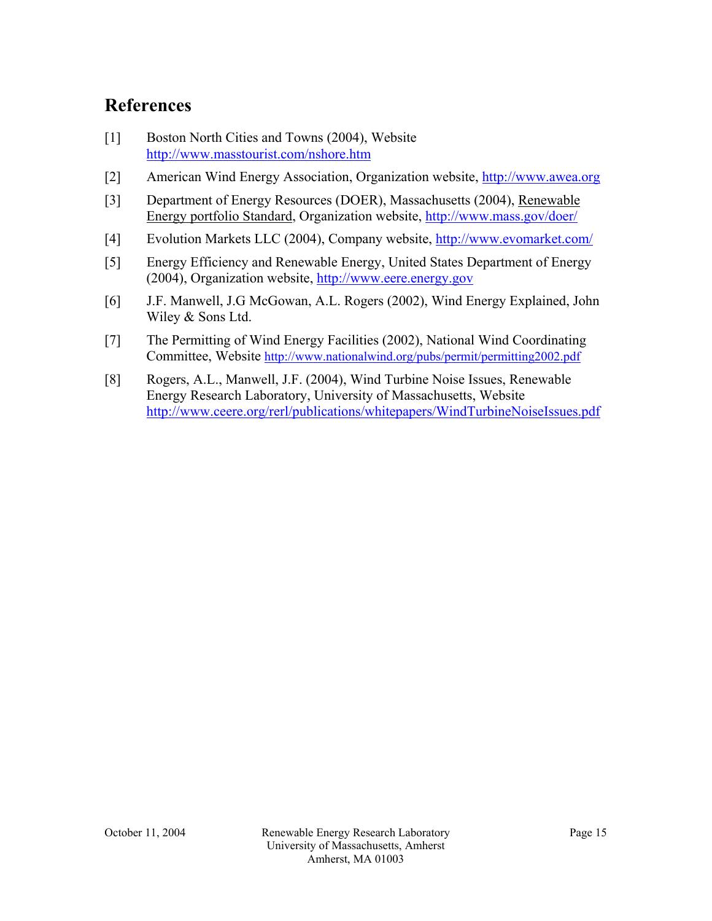## References

[1] Boston North Cities and Towns (2004), Website http://www.masstourist.com/nshore.htm

[2] American Wind Energy Association, Organization website, http://www.awea.org

[3] Department of Energy Resources (DOER), Massachusetts (2004), Renewable Energy portfolio Standard, Organization website, http://www.mass.gov/doer/

[4] Evolution Markets LLC (2004), Company website, http://www.evomarket.com/

[5] Energy Efficiency and Renewable Energy, United States Department of Energy (2004), Organization website, http://www.eere.energy.gov

[6] J.F. Manwell, J.G McGowan, A.L. Rogers (2002), Wind Energy Explained, John Wiley & Sons Ltd.

[7] The Permitting of Wind Energy Facilities (2002), National Wind Coordinating Committee, Website http://www.nationalwind.org/pubs/permit/permitting2002.pdf

[8] Rogers, A.L., Manwell, J.F. (2004), Wind Turbine Noise Issues, Renewable Energy Research Laboratory, University of Massachusetts, Website http://www.ceere.org/rerl/publications/whitepapers/WindTurbineNoiseIssues.pdf